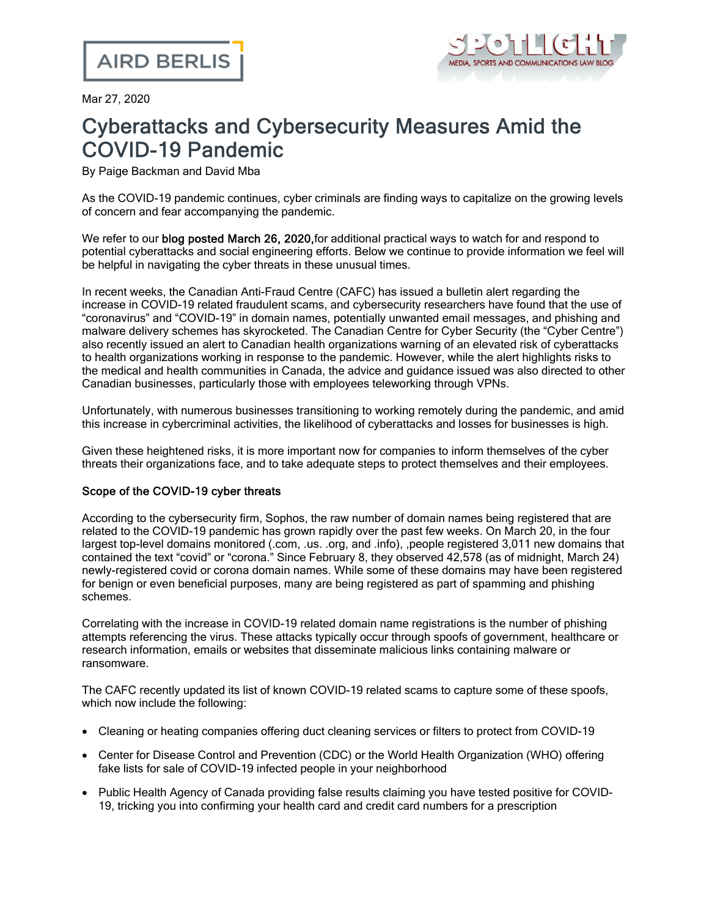AIRD BERLIS

SPOTLIGHT
MEDIA, SPORTS AND COMMUNICATIONS LAW BLOG

Mar 27, 2020

# Cyberattacks and Cybersecurity Measures Amid the COVID-19 Pandemic

By Paige Backman and David Mba

As the COVID-19 pandemic continues, cyber criminals are finding ways to capitalize on the growing levels of concern and fear accompanying the pandemic.

We refer to our blog posted March 26, 2020,for additional practical ways to watch for and respond to potential cyberattacks and social engineering efforts. Below we continue to provide information we feel will be helpful in navigating the cyber threats in these unusual times.

In recent weeks, the Canadian Anti-Fraud Centre (CAFC) has issued a bulletin alert regarding the increase in COVID-19 related fraudulent scams, and cybersecurity researchers have found that the use of "coronavirus" and "COVID-19" in domain names, potentially unwanted email messages, and phishing and malware delivery schemes has skyrocketed. The Canadian Centre for Cyber Security (the "Cyber Centre") also recently issued an alert to Canadian health organizations warning of an elevated risk of cyberattacks to health organizations working in response to the pandemic. However, while the alert highlights risks to the medical and health communities in Canada, the advice and guidance issued was also directed to other Canadian businesses, particularly those with employees teleworking through VPNs.

Unfortunately, with numerous businesses transitioning to working remotely during the pandemic, and amid this increase in cybercriminal activities, the likelihood of cyberattacks and losses for businesses is high.

Given these heightened risks, it is more important now for companies to inform themselves of the cyber threats their organizations face, and to take adequate steps to protect themselves and their employees.

### Scope of the COVID-19 cyber threats

According to the cybersecurity firm, Sophos, the raw number of domain names being registered that are related to the COVID-19 pandemic has grown rapidly over the past few weeks. On March 20, in the four largest top-level domains monitored (.com, .us. .org, and .info), ,people registered 3,011 new domains that contained the text "covid" or "corona." Since February 8, they observed 42,578 (as of midnight, March 24) newly-registered covid or corona domain names. While some of these domains may have been registered for benign or even beneficial purposes, many are being registered as part of spamming and phishing schemes.

Correlating with the increase in COVID-19 related domain name registrations is the number of phishing attempts referencing the virus. These attacks typically occur through spoofs of government, healthcare or research information, emails or websites that disseminate malicious links containing malware or ransomware.

The CAFC recently updated its list of known COVID-19 related scams to capture some of these spoofs, which now include the following:

- Cleaning or heating companies offering duct cleaning services or filters to protect from COVID-19
- Center for Disease Control and Prevention (CDC) or the World Health Organization (WHO) offering fake lists for sale of COVID-19 infected people in your neighborhood
- Public Health Agency of Canada providing false results claiming you have tested positive for COVID-19, tricking you into confirming your health card and credit card numbers for a prescription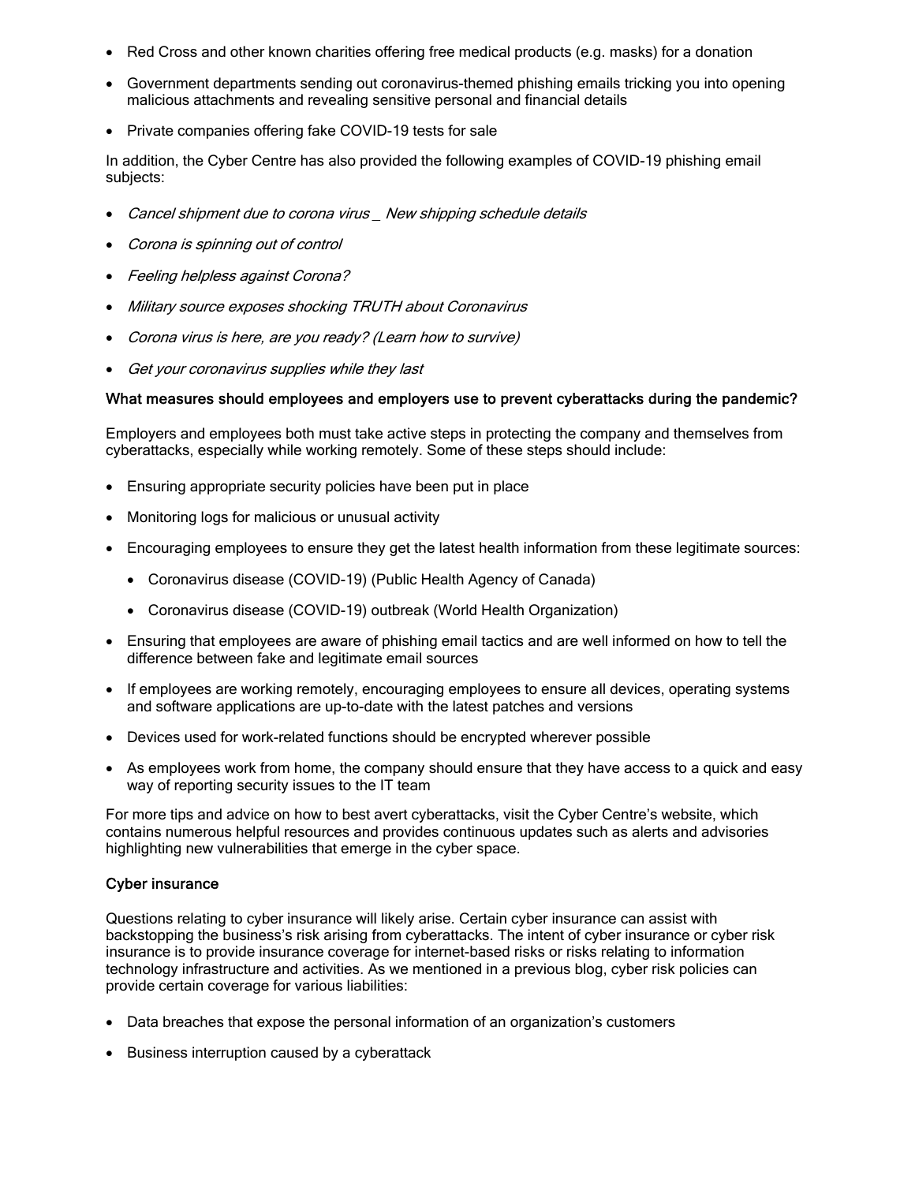- Red Cross and other known charities offering free medical products (e.g. masks) for a donation
- Government departments sending out coronavirus-themed phishing emails tricking you into opening malicious attachments and revealing sensitive personal and financial details
- Private companies offering fake COVID-19 tests for sale

In addition, the Cyber Centre has also provided the following examples of COVID-19 phishing email subjects:

- *Cancel shipment due to corona virus _ New shipping schedule details*
- *Corona is spinning out of control*
- *Feeling helpless against Corona?*
- *Military source exposes shocking TRUTH about Coronavirus*
- *Corona virus is here, are you ready? (Learn how to survive)*
- *Get your coronavirus supplies while they last*

**What measures should employees and employers use to prevent cyberattacks during the pandemic?**

Employers and employees both must take active steps in protecting the company and themselves from cyberattacks, especially while working remotely. Some of these steps should include:

- Ensuring appropriate security policies have been put in place
- Monitoring logs for malicious or unusual activity
- Encouraging employees to ensure they get the latest health information from these legitimate sources:
  - Coronavirus disease (COVID-19) (Public Health Agency of Canada)
  - Coronavirus disease (COVID-19) outbreak (World Health Organization)
- Ensuring that employees are aware of phishing email tactics and are well informed on how to tell the difference between fake and legitimate email sources
- If employees are working remotely, encouraging employees to ensure all devices, operating systems and software applications are up-to-date with the latest patches and versions
- Devices used for work-related functions should be encrypted wherever possible
- As employees work from home, the company should ensure that they have access to a quick and easy way of reporting security issues to the IT team

For more tips and advice on how to best avert cyberattacks, visit the Cyber Centre's website, which contains numerous helpful resources and provides continuous updates such as alerts and advisories highlighting new vulnerabilities that emerge in the cyber space.

**Cyber insurance**

Questions relating to cyber insurance will likely arise. Certain cyber insurance can assist with backstopping the business's risk arising from cyberattacks. The intent of cyber insurance or cyber risk insurance is to provide insurance coverage for internet-based risks or risks relating to information technology infrastructure and activities. As we mentioned in a previous blog, cyber risk policies can provide certain coverage for various liabilities:

- Data breaches that expose the personal information of an organization's customers
- Business interruption caused by a cyberattack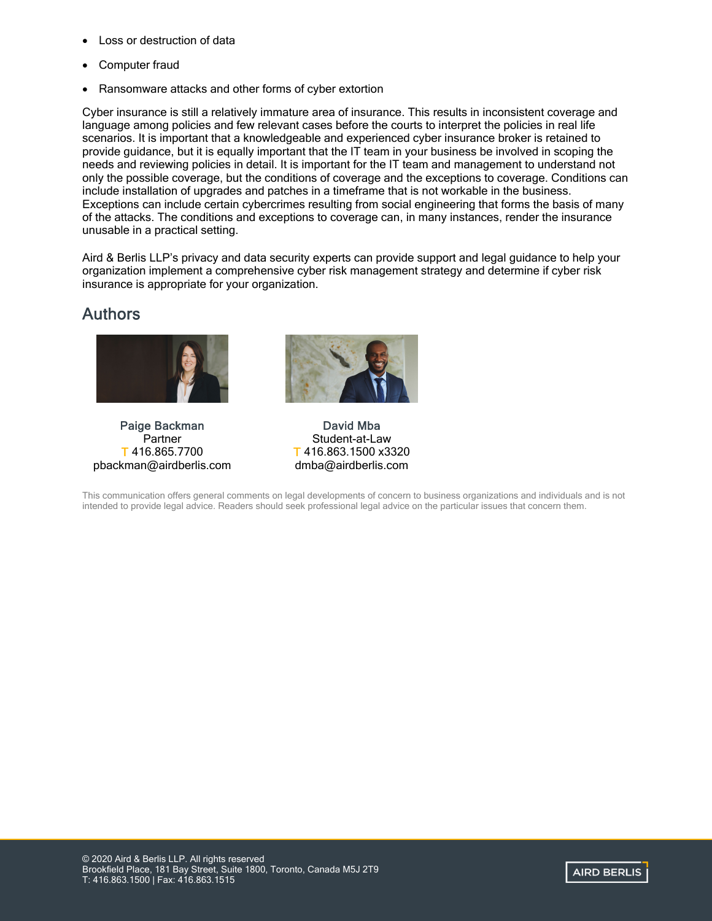- Loss or destruction of data
- Computer fraud
- Ransomware attacks and other forms of cyber extortion

Cyber insurance is still a relatively immature area of insurance. This results in inconsistent coverage and language among policies and few relevant cases before the courts to interpret the policies in real life scenarios. It is important that a knowledgeable and experienced cyber insurance broker is retained to provide guidance, but it is equally important that the IT team in your business be involved in scoping the needs and reviewing policies in detail. It is important for the IT team and management to understand not only the possible coverage, but the conditions of coverage and the exceptions to coverage. Conditions can include installation of upgrades and patches in a timeframe that is not workable in the business. Exceptions can include certain cybercrimes resulting from social engineering that forms the basis of many of the attacks. The conditions and exceptions to coverage can, in many instances, render the insurance unusable in a practical setting.

Aird & Berlis LLP's privacy and data security experts can provide support and legal guidance to help your organization implement a comprehensive cyber risk management strategy and determine if cyber risk insurance is appropriate for your organization.

## Authors

**Paige Backman**
Partner
T 416.865.7700
pbackman@airdberlis.com

**David Mba**
Student-at-Law
T 416.863.1500 x3320
dmba@airdberlis.com

This communication offers general comments on legal developments of concern to business organizations and individuals and is not intended to provide legal advice. Readers should seek professional legal advice on the particular issues that concern them.

© 2020 Aird & Berlis LLP. All rights reserved
Brookfield Place, 181 Bay Street, Suite 1800, Toronto, Canada M5J 2T9
T: 416.863.1500 | Fax: 416.863.1515

AIRD BERLIS